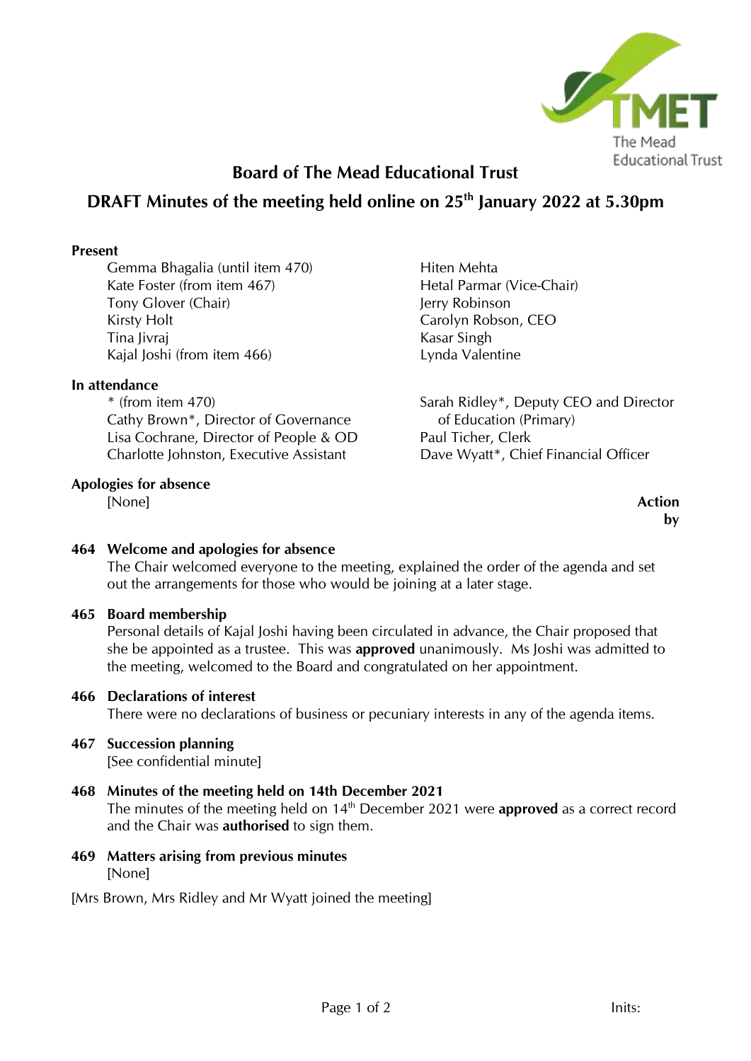# Board of The Mead Educational Trust

## DRAFT Minutes of the meeting held online on 25th January 2022 at 5.30pm

**Present**

- Gemma Bhagalia (until item 470)
- Kate Foster (from item 467)
- Tony Glover (Chair)
- Kirsty Holt
- Tina Jivraj
- Kajal Joshi (from item 466)
- Hiten Mehta
- Hetal Parmar (Vice-Chair)
- Jerry Robinson
- Carolyn Robson, CEO
- Kasar Singh
- Lynda Valentine

**In attendance**

- * (from item 470)
- Cathy Brown*, Director of Governance
- Lisa Cochrane, Director of People & OD
- Charlotte Johnston, Executive Assistant
- Sarah Ridley*, Deputy CEO and Director of Education (Primary)
- Paul Ticher, Clerk
- Dave Wyatt*, Chief Financial Officer

**Apologies for absence**

[None]

**Action by**

**464 Welcome and apologies for absence**

The Chair welcomed everyone to the meeting, explained the order of the agenda and set out the arrangements for those who would be joining at a later stage.

**465 Board membership**

Personal details of Kajal Joshi having been circulated in advance, the Chair proposed that she be appointed as a trustee. This was **approved** unanimously. Ms Joshi was admitted to the meeting, welcomed to the Board and congratulated on her appointment.

**466 Declarations of interest**

There were no declarations of business or pecuniary interests in any of the agenda items.

**467 Succession planning**

[See confidential minute]

**468 Minutes of the meeting held on 14th December 2021**

The minutes of the meeting held on 14th December 2021 were **approved** as a correct record and the Chair was **authorised** to sign them.

**469 Matters arising from previous minutes**

[None]

[Mrs Brown, Mrs Ridley and Mr Wyatt joined the meeting]

Inits: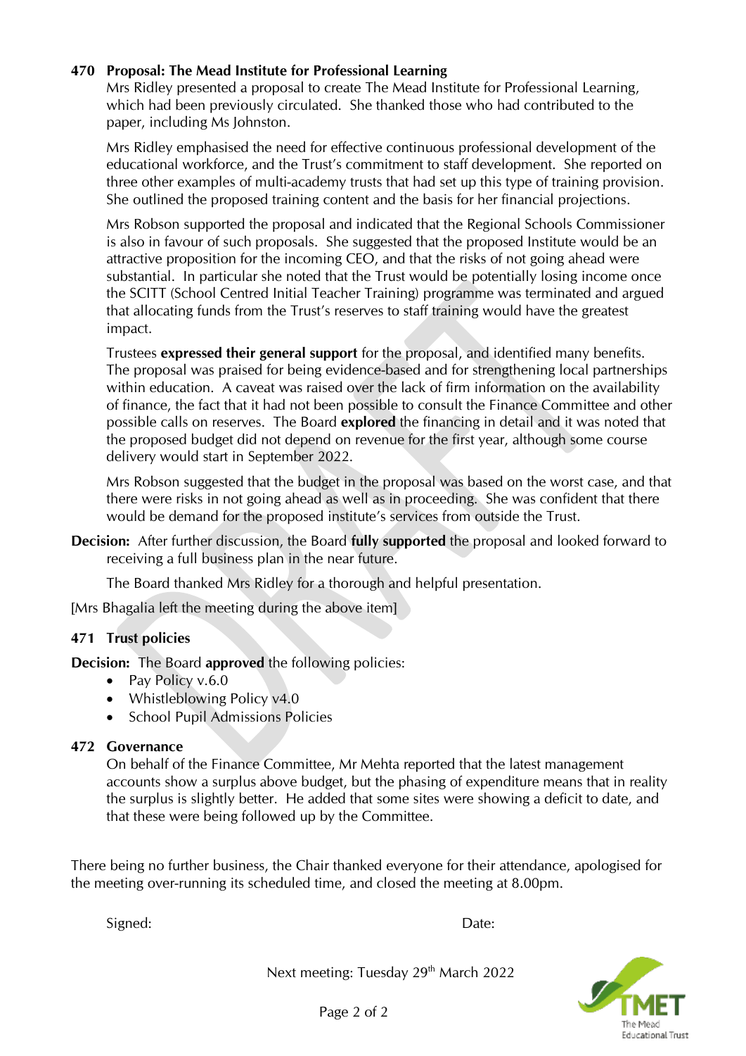**470 Proposal: The Mead Institute for Professional Learning**

Mrs Ridley presented a proposal to create The Mead Institute for Professional Learning, which had been previously circulated. She thanked those who had contributed to the paper, including Ms Johnston.

Mrs Ridley emphasised the need for effective continuous professional development of the educational workforce, and the Trust's commitment to staff development. She reported on three other examples of multi-academy trusts that had set up this type of training provision. She outlined the proposed training content and the basis for her financial projections.

Mrs Robson supported the proposal and indicated that the Regional Schools Commissioner is also in favour of such proposals. She suggested that the proposed Institute would be an attractive proposition for the incoming CEO, and that the risks of not going ahead were substantial. In particular she noted that the Trust would be potentially losing income once the SCITT (School Centred Initial Teacher Training) programme was terminated and argued that allocating funds from the Trust's reserves to staff training would have the greatest impact.

Trustees **expressed their general support** for the proposal, and identified many benefits. The proposal was praised for being evidence-based and for strengthening local partnerships within education. A caveat was raised over the lack of firm information on the availability of finance, the fact that it had not been possible to consult the Finance Committee and other possible calls on reserves. The Board **explored** the financing in detail and it was noted that the proposed budget did not depend on revenue for the first year, although some course delivery would start in September 2022.

Mrs Robson suggested that the budget in the proposal was based on the worst case, and that there were risks in not going ahead as well as in proceeding. She was confident that there would be demand for the proposed institute's services from outside the Trust.

**Decision:** After further discussion, the Board **fully supported** the proposal and looked forward to receiving a full business plan in the near future.

The Board thanked Mrs Ridley for a thorough and helpful presentation.

[Mrs Bhagalia left the meeting during the above item]

**471 Trust policies**

**Decision:** The Board **approved** the following policies:

- Pay Policy v.6.0
- Whistleblowing Policy v4.0
- School Pupil Admissions Policies

**472 Governance**

On behalf of the Finance Committee, Mr Mehta reported that the latest management accounts show a surplus above budget, but the phasing of expenditure means that in reality the surplus is slightly better. He added that some sites were showing a deficit to date, and that these were being followed up by the Committee.

There being no further business, the Chair thanked everyone for their attendance, apologised for the meeting over-running its scheduled time, and closed the meeting at 8.00pm.

Signed: Date:

Next meeting: Tuesday 29th March 2022